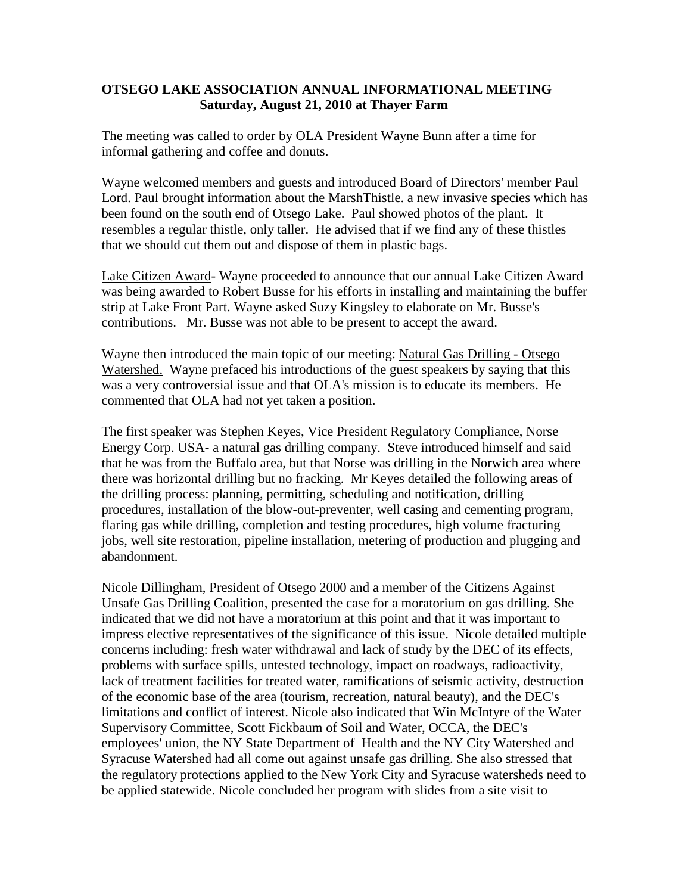**OTSEGO LAKE ASSOCIATION ANNUAL INFORMATIONAL MEETING**
**Saturday, August 21, 2010 at Thayer Farm**

The meeting was called to order by OLA President Wayne Bunn after a time for informal gathering and coffee and donuts.

Wayne welcomed members and guests and introduced Board of Directors' member Paul Lord. Paul brought information about the MarshThistle. a new invasive species which has been found on the south end of Otsego Lake. Paul showed photos of the plant. It resembles a regular thistle, only taller. He advised that if we find any of these thistles that we should cut them out and dispose of them in plastic bags.

Lake Citizen Award- Wayne proceeded to announce that our annual Lake Citizen Award was being awarded to Robert Busse for his efforts in installing and maintaining the buffer strip at Lake Front Part. Wayne asked Suzy Kingsley to elaborate on Mr. Busse's contributions. Mr. Busse was not able to be present to accept the award.

Wayne then introduced the main topic of our meeting: Natural Gas Drilling - Otsego Watershed. Wayne prefaced his introductions of the guest speakers by saying that this was a very controversial issue and that OLA's mission is to educate its members. He commented that OLA had not yet taken a position.

The first speaker was Stephen Keyes, Vice President Regulatory Compliance, Norse Energy Corp. USA- a natural gas drilling company. Steve introduced himself and said that he was from the Buffalo area, but that Norse was drilling in the Norwich area where there was horizontal drilling but no fracking. Mr Keyes detailed the following areas of the drilling process: planning, permitting, scheduling and notification, drilling procedures, installation of the blow-out-preventer, well casing and cementing program, flaring gas while drilling, completion and testing procedures, high volume fracturing jobs, well site restoration, pipeline installation, metering of production and plugging and abandonment.

Nicole Dillingham, President of Otsego 2000 and a member of the Citizens Against Unsafe Gas Drilling Coalition, presented the case for a moratorium on gas drilling. She indicated that we did not have a moratorium at this point and that it was important to impress elective representatives of the significance of this issue. Nicole detailed multiple concerns including: fresh water withdrawal and lack of study by the DEC of its effects, problems with surface spills, untested technology, impact on roadways, radioactivity, lack of treatment facilities for treated water, ramifications of seismic activity, destruction of the economic base of the area (tourism, recreation, natural beauty), and the DEC's limitations and conflict of interest. Nicole also indicated that Win McIntyre of the Water Supervisory Committee, Scott Fickbaum of Soil and Water, OCCA, the DEC's employees' union, the NY State Department of Health and the NY City Watershed and Syracuse Watershed had all come out against unsafe gas drilling. She also stressed that the regulatory protections applied to the New York City and Syracuse watersheds need to be applied statewide. Nicole concluded her program with slides from a site visit to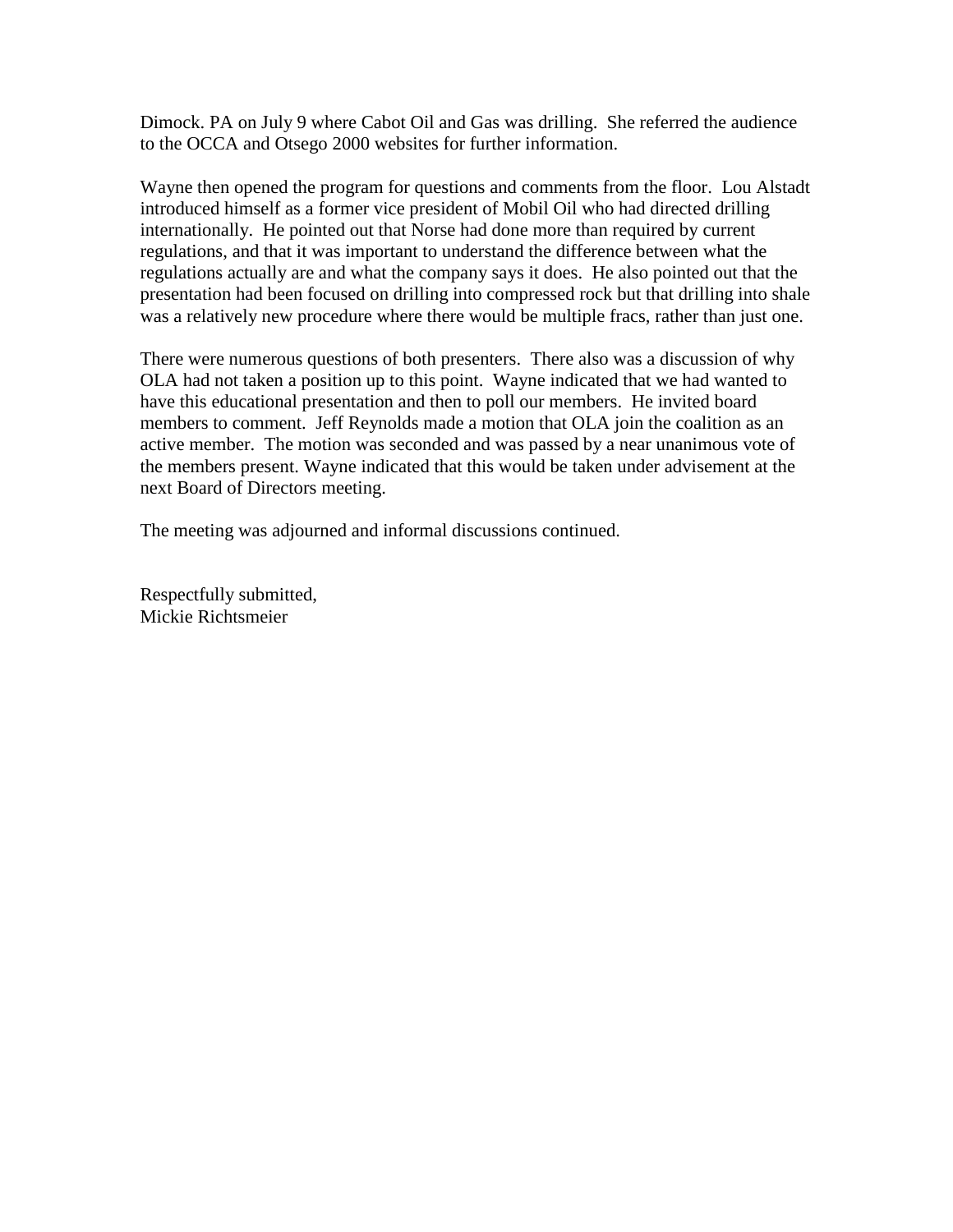Dimock. PA on July 9 where Cabot Oil and Gas was drilling. She referred the audience to the OCCA and Otsego 2000 websites for further information.

Wayne then opened the program for questions and comments from the floor. Lou Alstadt introduced himself as a former vice president of Mobil Oil who had directed drilling internationally. He pointed out that Norse had done more than required by current regulations, and that it was important to understand the difference between what the regulations actually are and what the company says it does. He also pointed out that the presentation had been focused on drilling into compressed rock but that drilling into shale was a relatively new procedure where there would be multiple fracs, rather than just one.

There were numerous questions of both presenters. There also was a discussion of why OLA had not taken a position up to this point. Wayne indicated that we had wanted to have this educational presentation and then to poll our members. He invited board members to comment. Jeff Reynolds made a motion that OLA join the coalition as an active member. The motion was seconded and was passed by a near unanimous vote of the members present. Wayne indicated that this would be taken under advisement at the next Board of Directors meeting.

The meeting was adjourned and informal discussions continued.

Respectfully submitted,
Mickie Richtsmeier